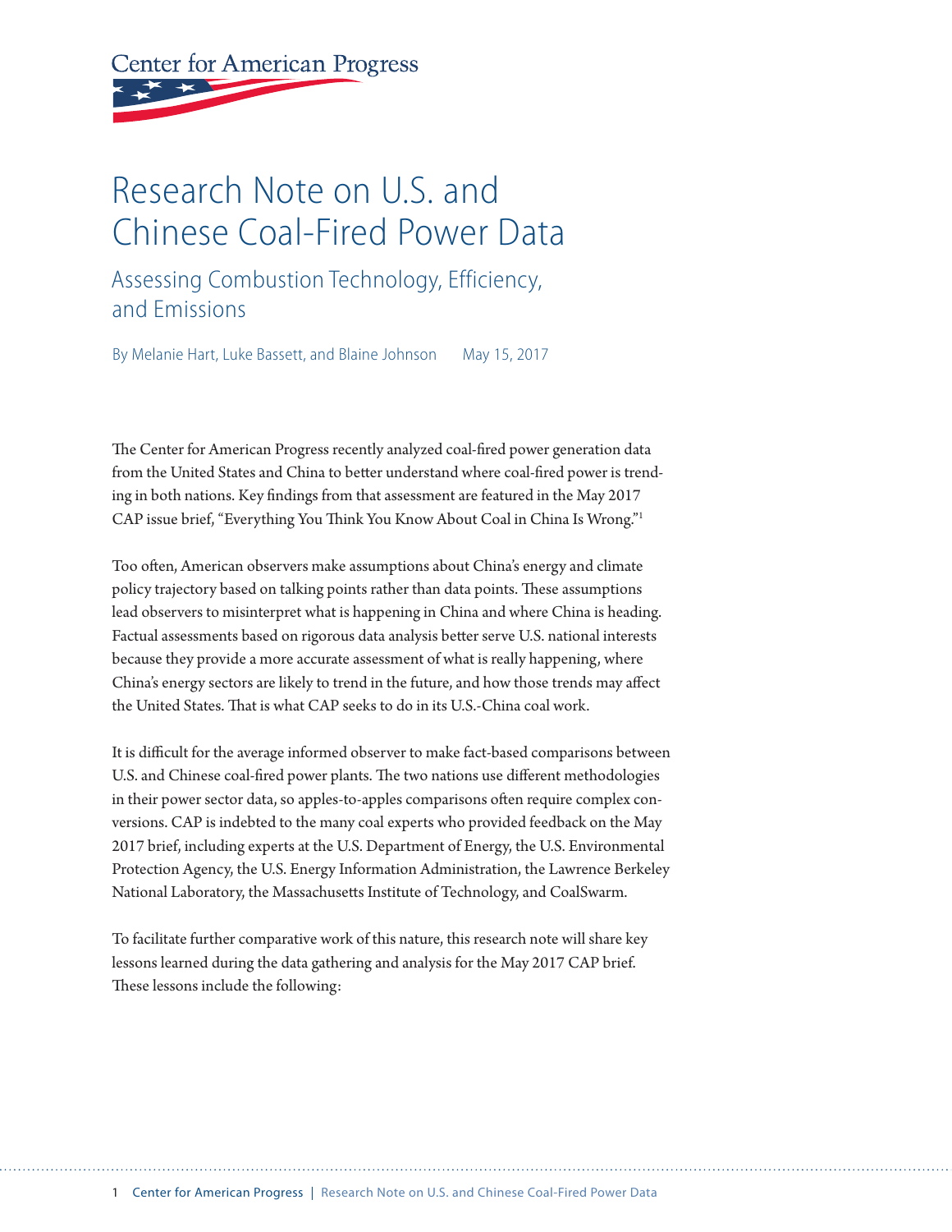Center for American Progress

# Research Note on U.S. and Chinese Coal-Fired Power Data

## Assessing Combustion Technology, Efficiency, and Emissions

By Melanie Hart, Luke Bassett, and Blaine Johnson    May 15, 2017

The Center for American Progress recently analyzed coal-fired power generation data from the United States and China to better understand where coal-fired power is trending in both nations. Key findings from that assessment are featured in the May 2017 CAP issue brief, "Everything You Think You Know About Coal in China Is Wrong."[1]

Too often, American observers make assumptions about China's energy and climate policy trajectory based on talking points rather than data points. These assumptions lead observers to misinterpret what is happening in China and where China is heading. Factual assessments based on rigorous data analysis better serve U.S. national interests because they provide a more accurate assessment of what is really happening, where China's energy sectors are likely to trend in the future, and how those trends may affect the United States. That is what CAP seeks to do in its U.S.-China coal work.

It is difficult for the average informed observer to make fact-based comparisons between U.S. and Chinese coal-fired power plants. The two nations use different methodologies in their power sector data, so apples-to-apples comparisons often require complex conversions. CAP is indebted to the many coal experts who provided feedback on the May 2017 brief, including experts at the U.S. Department of Energy, the U.S. Environmental Protection Agency, the U.S. Energy Information Administration, the Lawrence Berkeley National Laboratory, the Massachusetts Institute of Technology, and CoalSwarm.

To facilitate further comparative work of this nature, this research note will share key lessons learned during the data gathering and analysis for the May 2017 CAP brief. These lessons include the following: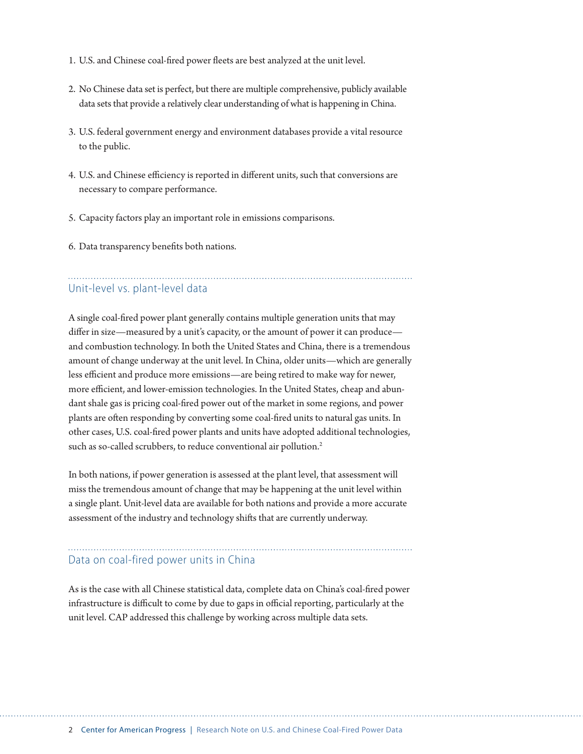1. U.S. and Chinese coal-fired power fleets are best analyzed at the unit level.
2. No Chinese data set is perfect, but there are multiple comprehensive, publicly available data sets that provide a relatively clear understanding of what is happening in China.
3. U.S. federal government energy and environment databases provide a vital resource to the public.
4. U.S. and Chinese efficiency is reported in different units, such that conversions are necessary to compare performance.
5. Capacity factors play an important role in emissions comparisons.
6. Data transparency benefits both nations.

## Unit-level vs. plant-level data

A single coal-fired power plant generally contains multiple generation units that may differ in size—measured by a unit's capacity, or the amount of power it can produce—and combustion technology. In both the United States and China, there is a tremendous amount of change underway at the unit level. In China, older units—which are generally less efficient and produce more emissions—are being retired to make way for newer, more efficient, and lower-emission technologies. In the United States, cheap and abundant shale gas is pricing coal-fired power out of the market in some regions, and power plants are often responding by converting some coal-fired units to natural gas units. In other cases, U.S. coal-fired power plants and units have adopted additional technologies, such as so-called scrubbers, to reduce conventional air pollution.[2]

In both nations, if power generation is assessed at the plant level, that assessment will miss the tremendous amount of change that may be happening at the unit level within a single plant. Unit-level data are available for both nations and provide a more accurate assessment of the industry and technology shifts that are currently underway.

## Data on coal-fired power units in China

As is the case with all Chinese statistical data, complete data on China's coal-fired power infrastructure is difficult to come by due to gaps in official reporting, particularly at the unit level. CAP addressed this challenge by working across multiple data sets.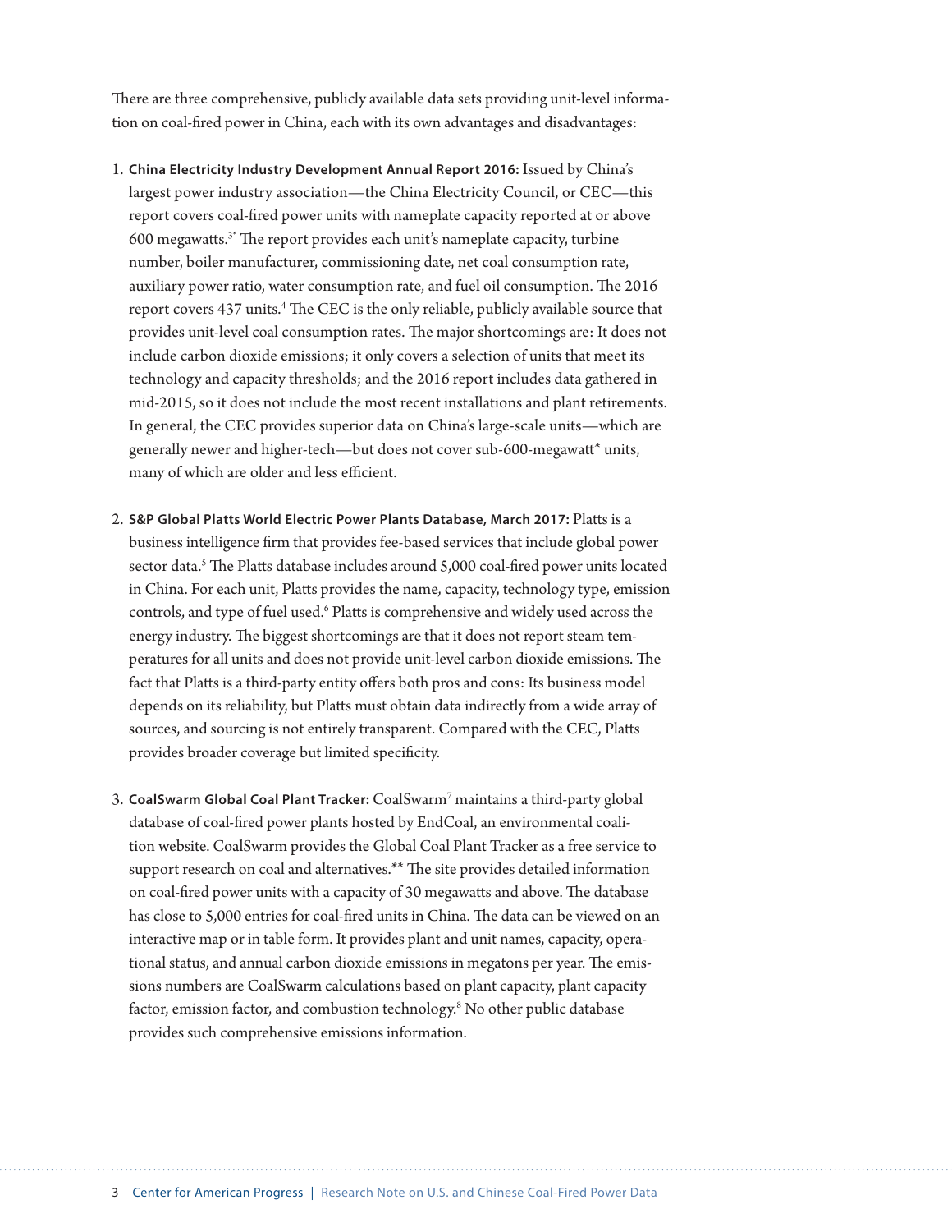There are three comprehensive, publicly available data sets providing unit-level information on coal-fired power in China, each with its own advantages and disadvantages:

1. **China Electricity Industry Development Annual Report 2016:** Issued by China's largest power industry association—the China Electricity Council, or CEC—this report covers coal-fired power units with nameplate capacity reported at or above 600 megawatts.[3*] The report provides each unit's nameplate capacity, turbine number, boiler manufacturer, commissioning date, net coal consumption rate, auxiliary power ratio, water consumption rate, and fuel oil consumption. The 2016 report covers 437 units.[4] The CEC is the only reliable, publicly available source that provides unit-level coal consumption rates. The major shortcomings are: It does not include carbon dioxide emissions; it only covers a selection of units that meet its technology and capacity thresholds; and the 2016 report includes data gathered in mid-2015, so it does not include the most recent installations and plant retirements. In general, the CEC provides superior data on China's large-scale units—which are generally newer and higher-tech—but does not cover sub-600-megawatt* units, many of which are older and less efficient.

2. **S&P Global Platts World Electric Power Plants Database, March 2017:** Platts is a business intelligence firm that provides fee-based services that include global power sector data.[5] The Platts database includes around 5,000 coal-fired power units located in China. For each unit, Platts provides the name, capacity, technology type, emission controls, and type of fuel used.[6] Platts is comprehensive and widely used across the energy industry. The biggest shortcomings are that it does not report steam temperatures for all units and does not provide unit-level carbon dioxide emissions. The fact that Platts is a third-party entity offers both pros and cons: Its business model depends on its reliability, but Platts must obtain data indirectly from a wide array of sources, and sourcing is not entirely transparent. Compared with the CEC, Platts provides broader coverage but limited specificity.

3. **CoalSwarm Global Coal Plant Tracker:** CoalSwarm[7] maintains a third-party global database of coal-fired power plants hosted by EndCoal, an environmental coalition website. CoalSwarm provides the Global Coal Plant Tracker as a free service to support research on coal and alternatives.** The site provides detailed information on coal-fired power units with a capacity of 30 megawatts and above. The database has close to 5,000 entries for coal-fired units in China. The data can be viewed on an interactive map or in table form. It provides plant and unit names, capacity, operational status, and annual carbon dioxide emissions in megatons per year. The emissions numbers are CoalSwarm calculations based on plant capacity, plant capacity factor, emission factor, and combustion technology.[8] No other public database provides such comprehensive emissions information.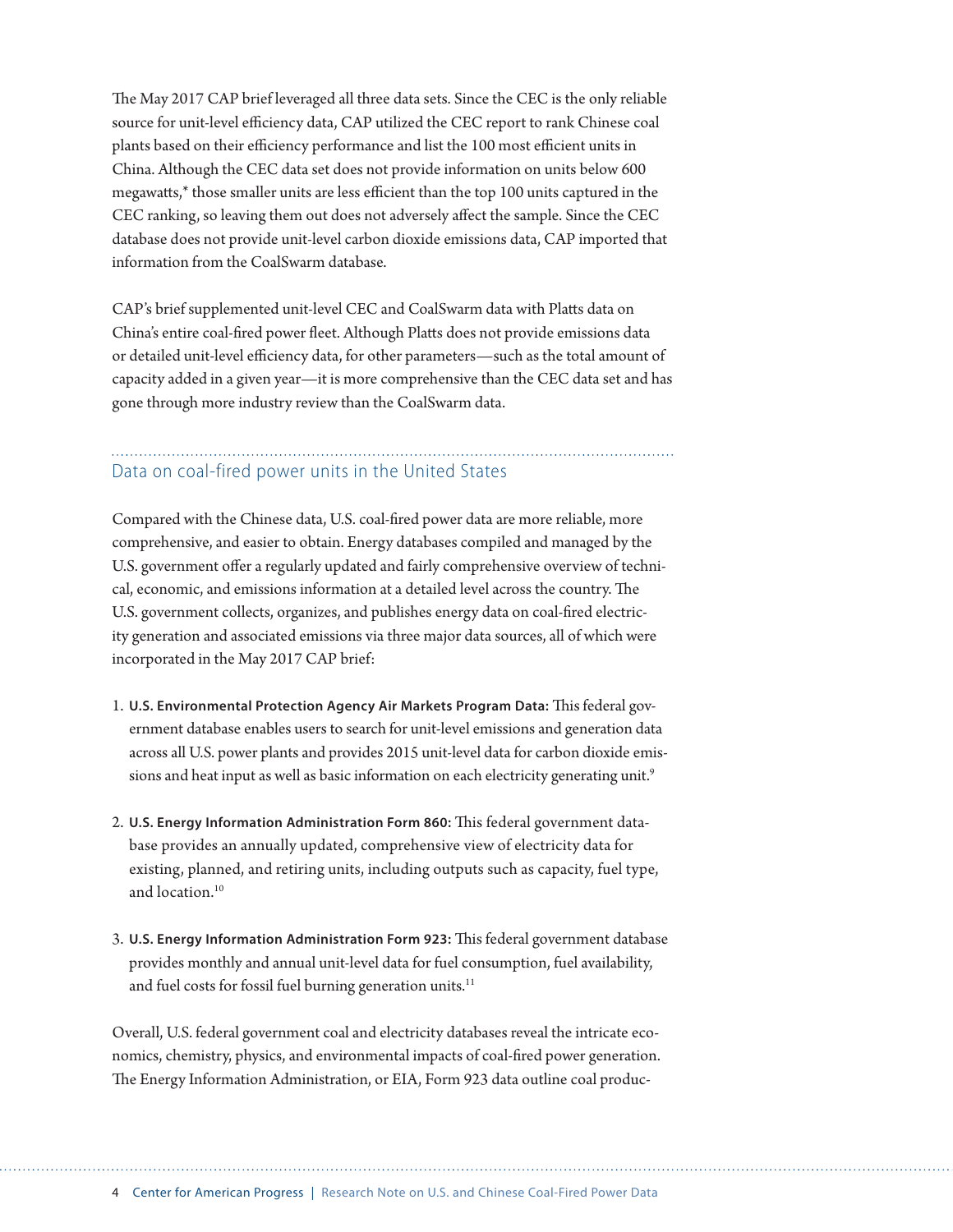The May 2017 CAP brief leveraged all three data sets. Since the CEC is the only reliable source for unit-level efficiency data, CAP utilized the CEC report to rank Chinese coal plants based on their efficiency performance and list the 100 most efficient units in China. Although the CEC data set does not provide information on units below 600 megawatts,* those smaller units are less efficient than the top 100 units captured in the CEC ranking, so leaving them out does not adversely affect the sample. Since the CEC database does not provide unit-level carbon dioxide emissions data, CAP imported that information from the CoalSwarm database.

CAP's brief supplemented unit-level CEC and CoalSwarm data with Platts data on China's entire coal-fired power fleet. Although Platts does not provide emissions data or detailed unit-level efficiency data, for other parameters—such as the total amount of capacity added in a given year—it is more comprehensive than the CEC data set and has gone through more industry review than the CoalSwarm data.

## Data on coal-fired power units in the United States

Compared with the Chinese data, U.S. coal-fired power data are more reliable, more comprehensive, and easier to obtain. Energy databases compiled and managed by the U.S. government offer a regularly updated and fairly comprehensive overview of technical, economic, and emissions information at a detailed level across the country. The U.S. government collects, organizes, and publishes energy data on coal-fired electricity generation and associated emissions via three major data sources, all of which were incorporated in the May 2017 CAP brief:

1. **U.S. Environmental Protection Agency Air Markets Program Data:** This federal government database enables users to search for unit-level emissions and generation data across all U.S. power plants and provides 2015 unit-level data for carbon dioxide emissions and heat input as well as basic information on each electricity generating unit.[9]

2. **U.S. Energy Information Administration Form 860:** This federal government database provides an annually updated, comprehensive view of electricity data for existing, planned, and retiring units, including outputs such as capacity, fuel type, and location.[10]

3. **U.S. Energy Information Administration Form 923:** This federal government database provides monthly and annual unit-level data for fuel consumption, fuel availability, and fuel costs for fossil fuel burning generation units.[11]

Overall, U.S. federal government coal and electricity databases reveal the intricate economics, chemistry, physics, and environmental impacts of coal-fired power generation. The Energy Information Administration, or EIA, Form 923 data outline coal produc-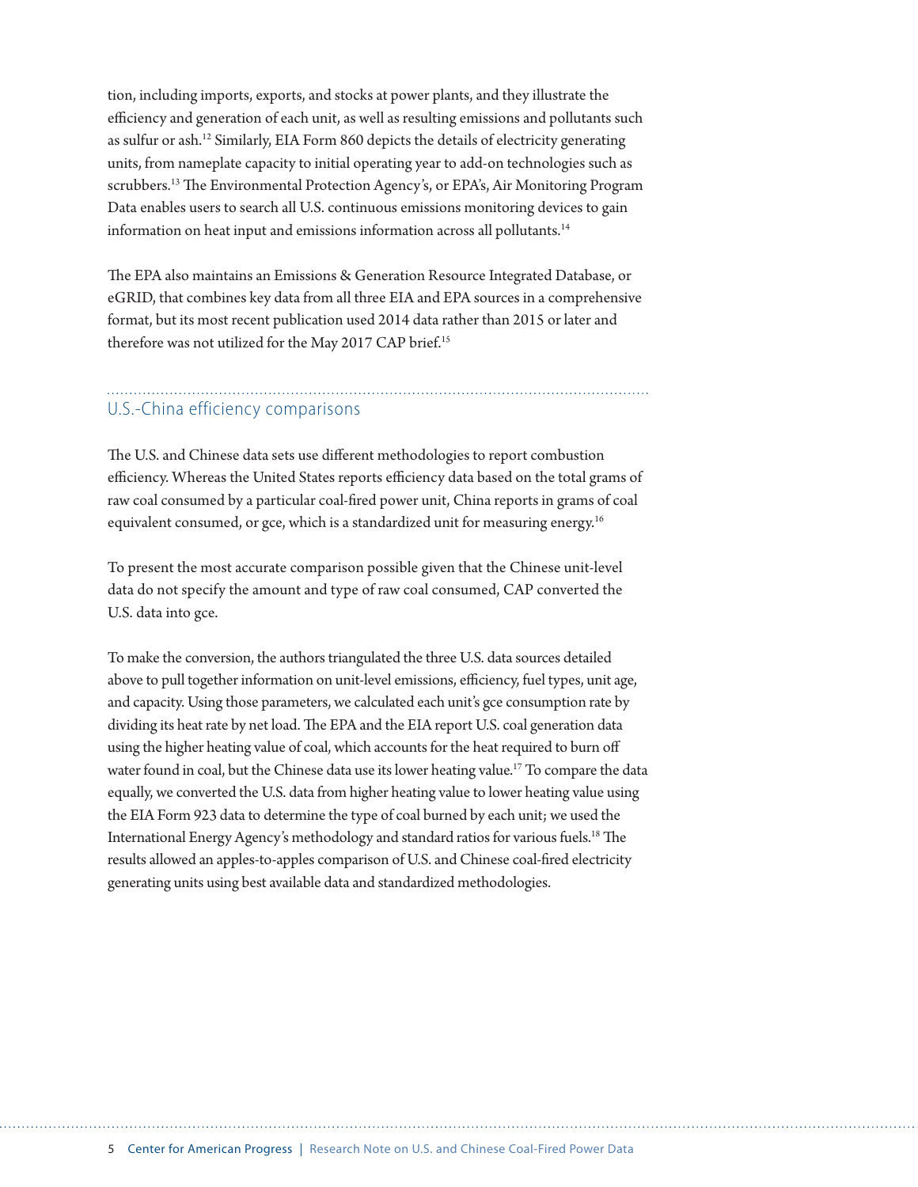tion, including imports, exports, and stocks at power plants, and they illustrate the efficiency and generation of each unit, as well as resulting emissions and pollutants such as sulfur or ash.[12] Similarly, EIA Form 860 depicts the details of electricity generating units, from nameplate capacity to initial operating year to add-on technologies such as scrubbers.[13] The Environmental Protection Agency's, or EPA's, Air Monitoring Program Data enables users to search all U.S. continuous emissions monitoring devices to gain information on heat input and emissions information across all pollutants.[14]

The EPA also maintains an Emissions & Generation Resource Integrated Database, or eGRID, that combines key data from all three EIA and EPA sources in a comprehensive format, but its most recent publication used 2014 data rather than 2015 or later and therefore was not utilized for the May 2017 CAP brief.[15]

## U.S.-China efficiency comparisons

The U.S. and Chinese data sets use different methodologies to report combustion efficiency. Whereas the United States reports efficiency data based on the total grams of raw coal consumed by a particular coal-fired power unit, China reports in grams of coal equivalent consumed, or gce, which is a standardized unit for measuring energy.[16]

To present the most accurate comparison possible given that the Chinese unit-level data do not specify the amount and type of raw coal consumed, CAP converted the U.S. data into gce.

To make the conversion, the authors triangulated the three U.S. data sources detailed above to pull together information on unit-level emissions, efficiency, fuel types, unit age, and capacity. Using those parameters, we calculated each unit's gce consumption rate by dividing its heat rate by net load. The EPA and the EIA report U.S. coal generation data using the higher heating value of coal, which accounts for the heat required to burn off water found in coal, but the Chinese data use its lower heating value.[17] To compare the data equally, we converted the U.S. data from higher heating value to lower heating value using the EIA Form 923 data to determine the type of coal burned by each unit; we used the International Energy Agency's methodology and standard ratios for various fuels.[18] The results allowed an apples-to-apples comparison of U.S. and Chinese coal-fired electricity generating units using best available data and standardized methodologies.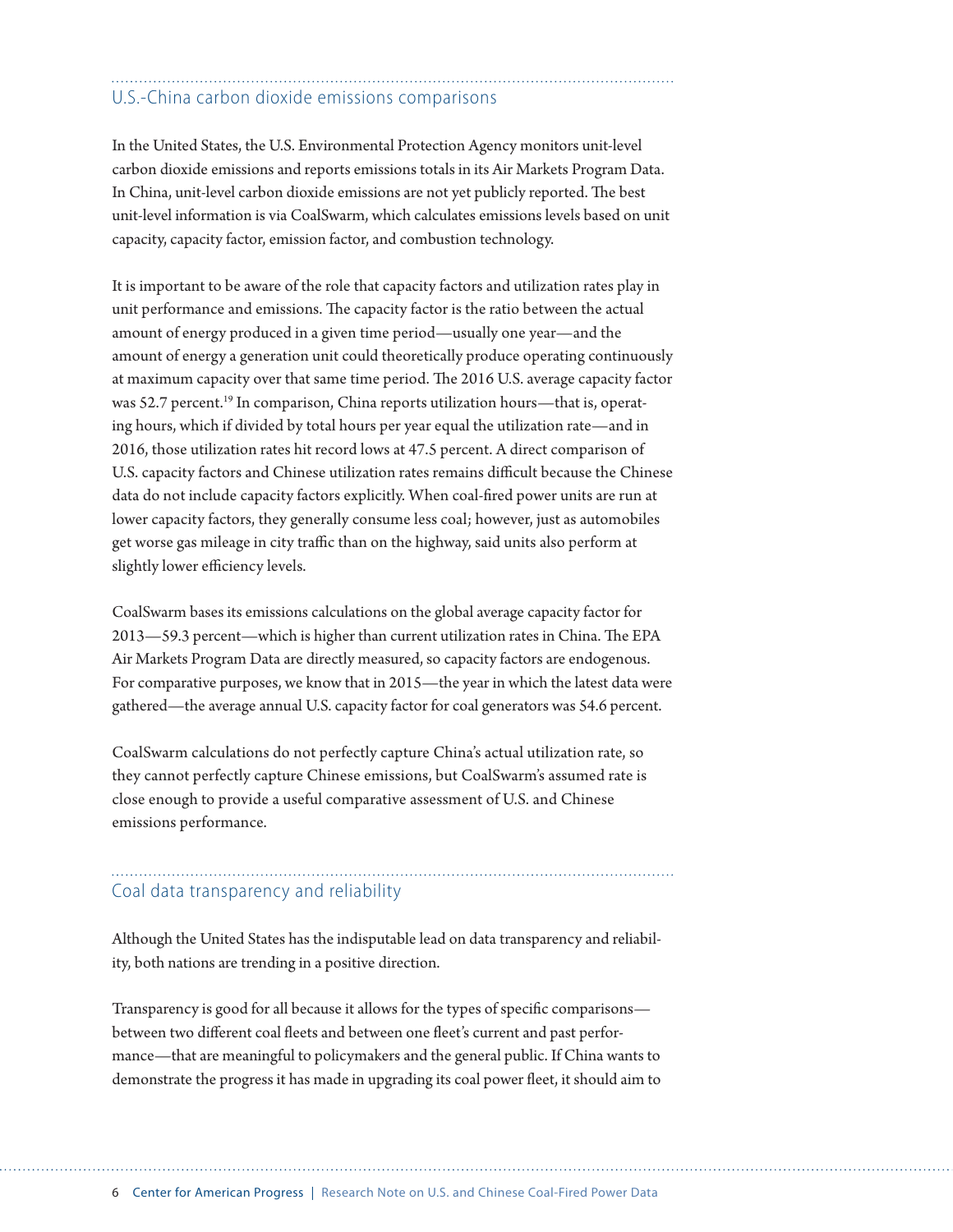## U.S.-China carbon dioxide emissions comparisons

In the United States, the U.S. Environmental Protection Agency monitors unit-level carbon dioxide emissions and reports emissions totals in its Air Markets Program Data. In China, unit-level carbon dioxide emissions are not yet publicly reported. The best unit-level information is via CoalSwarm, which calculates emissions levels based on unit capacity, capacity factor, emission factor, and combustion technology.

It is important to be aware of the role that capacity factors and utilization rates play in unit performance and emissions. The capacity factor is the ratio between the actual amount of energy produced in a given time period—usually one year—and the amount of energy a generation unit could theoretically produce operating continuously at maximum capacity over that same time period. The 2016 U.S. average capacity factor was 52.7 percent.[19] In comparison, China reports utilization hours—that is, operating hours, which if divided by total hours per year equal the utilization rate—and in 2016, those utilization rates hit record lows at 47.5 percent. A direct comparison of U.S. capacity factors and Chinese utilization rates remains difficult because the Chinese data do not include capacity factors explicitly. When coal-fired power units are run at lower capacity factors, they generally consume less coal; however, just as automobiles get worse gas mileage in city traffic than on the highway, said units also perform at slightly lower efficiency levels.

CoalSwarm bases its emissions calculations on the global average capacity factor for 2013—59.3 percent—which is higher than current utilization rates in China. The EPA Air Markets Program Data are directly measured, so capacity factors are endogenous. For comparative purposes, we know that in 2015—the year in which the latest data were gathered—the average annual U.S. capacity factor for coal generators was 54.6 percent.

CoalSwarm calculations do not perfectly capture China's actual utilization rate, so they cannot perfectly capture Chinese emissions, but CoalSwarm's assumed rate is close enough to provide a useful comparative assessment of U.S. and Chinese emissions performance.

## Coal data transparency and reliability

Although the United States has the indisputable lead on data transparency and reliability, both nations are trending in a positive direction.

Transparency is good for all because it allows for the types of specific comparisons—between two different coal fleets and between one fleet's current and past performance—that are meaningful to policymakers and the general public. If China wants to demonstrate the progress it has made in upgrading its coal power fleet, it should aim to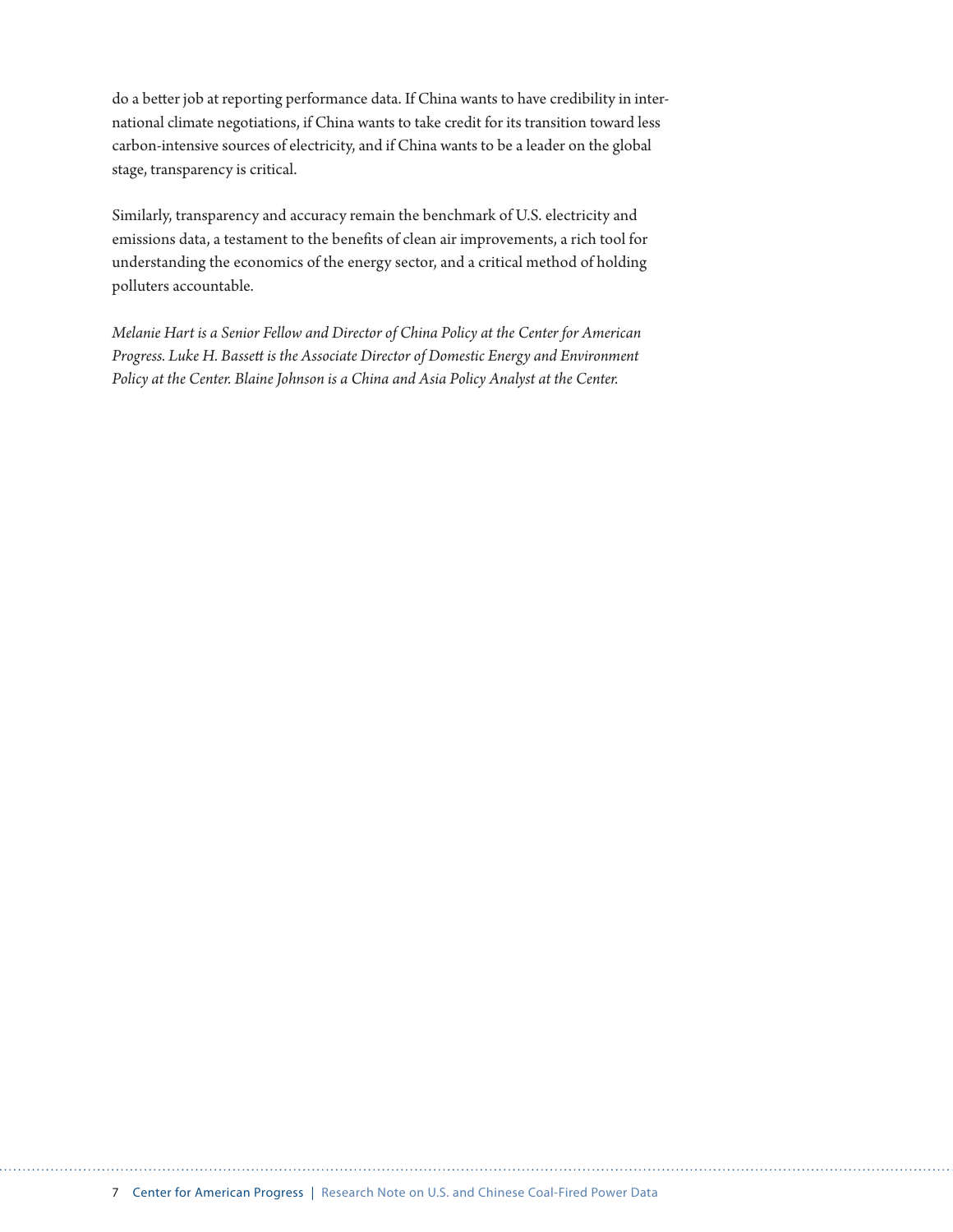do a better job at reporting performance data. If China wants to have credibility in international climate negotiations, if China wants to take credit for its transition toward less carbon-intensive sources of electricity, and if China wants to be a leader on the global stage, transparency is critical.

Similarly, transparency and accuracy remain the benchmark of U.S. electricity and emissions data, a testament to the benefits of clean air improvements, a rich tool for understanding the economics of the energy sector, and a critical method of holding polluters accountable.

*Melanie Hart is a Senior Fellow and Director of China Policy at the Center for American Progress. Luke H. Bassett is the Associate Director of Domestic Energy and Environment Policy at the Center. Blaine Johnson is a China and Asia Policy Analyst at the Center.*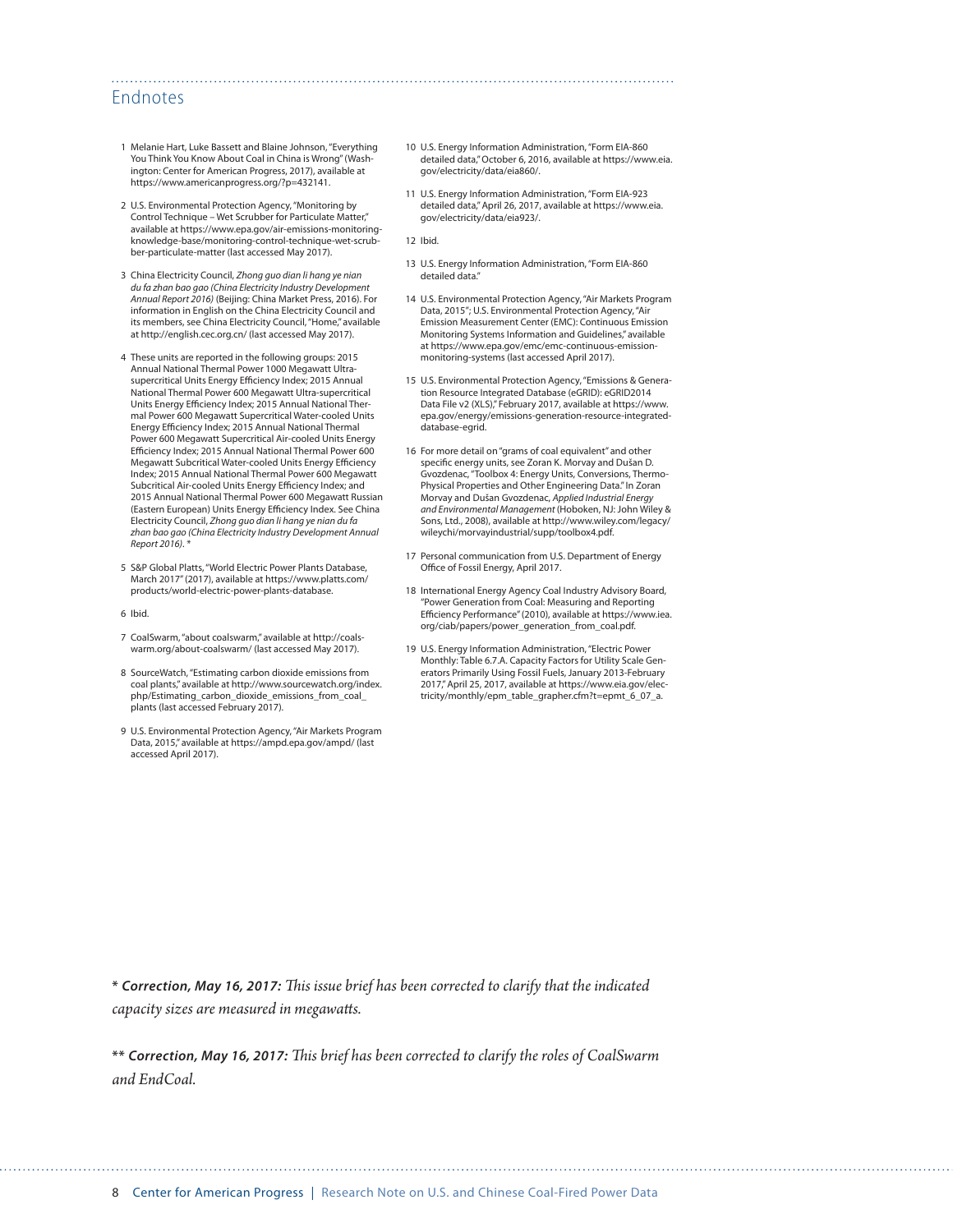## Endnotes

1 Melanie Hart, Luke Bassett and Blaine Johnson, "Everything You Think You Know About Coal in China is Wrong" (Washington: Center for American Progress, 2017), available at https://www.americanprogress.org/?p=432141.

2 U.S. Environmental Protection Agency, "Monitoring by Control Technique – Wet Scrubber for Particulate Matter," available at https://www.epa.gov/air-emissions-monitoring-knowledge-base/monitoring-control-technique-wet-scrubber-particulate-matter (last accessed May 2017).

3 China Electricity Council, *Zhong guo dian li hang ye nian du fa zhan bao gao (China Electricity Industry Development Annual Report 2016)* (Beijing: China Market Press, 2016). For information in English on the China Electricity Council and its members, see China Electricity Council, "Home," available at http://english.cec.org.cn/ (last accessed May 2017).

4 These units are reported in the following groups: 2015 Annual National Thermal Power 1000 Megawatt Ultra-supercritical Units Energy Efficiency Index; 2015 Annual National Thermal Power 600 Megawatt Ultra-supercritical Units Energy Efficiency Index; 2015 Annual National Thermal Power 600 Megawatt Supercritical Water-cooled Units Energy Efficiency Index; 2015 Annual National Thermal Power 600 Megawatt Supercritical Air-cooled Units Energy Efficiency Index; 2015 Annual National Thermal Power 600 Megawatt Subcritical Water-cooled Units Energy Efficiency Index; 2015 Annual National Thermal Power 600 Megawatt Subcritical Air-cooled Units Energy Efficiency Index; and 2015 Annual National Thermal Power 600 Megawatt Russian (Eastern European) Units Energy Efficiency Index. See China Electricity Council, *Zhong guo dian li hang ye nian du fa zhan bao gao (China Electricity Industry Development Annual Report 2016)*. *

5 S&P Global Platts, "World Electric Power Plants Database, March 2017" (2017), available at https://www.platts.com/products/world-electric-power-plants-database.

6 Ibid.

7 CoalSwarm, "about coalswarm," available at http://coalswarm.org/about-coalswarm/ (last accessed May 2017).

8 SourceWatch, "Estimating carbon dioxide emissions from coal plants," available at http://www.sourcewatch.org/index.php/Estimating_carbon_dioxide_emissions_from_coal_plants (last accessed February 2017).

9 U.S. Environmental Protection Agency, "Air Markets Program Data, 2015," available at https://ampd.epa.gov/ampd/ (last accessed April 2017).

10 U.S. Energy Information Administration, "Form EIA-860 detailed data," October 6, 2016, available at https://www.eia.gov/electricity/data/eia860/.

11 U.S. Energy Information Administration, "Form EIA-923 detailed data," April 26, 2017, available at https://www.eia.gov/electricity/data/eia923/.

12 Ibid.

13 U.S. Energy Information Administration, "Form EIA-860 detailed data."

14 U.S. Environmental Protection Agency, "Air Markets Program Data, 2015"; U.S. Environmental Protection Agency, "Air Emission Measurement Center (EMC): Continuous Emission Monitoring Systems Information and Guidelines," available at https://www.epa.gov/emc/emc-continuous-emission-monitoring-systems (last accessed April 2017).

15 U.S. Environmental Protection Agency, "Emissions & Generation Resource Integrated Database (eGRID): eGRID2014 Data File v2 (XLS)," February 2017, available at https://www.epa.gov/energy/emissions-generation-resource-integrated-database-egrid.

16 For more detail on "grams of coal equivalent" and other specific energy units, see Zoran K. Morvay and Dušan D. Gvozdenac, "Toolbox 4: Energy Units, Conversions, Thermo-Physical Properties and Other Engineering Data." In Zoran Morvay and Dušan Gvozdenac, *Applied Industrial Energy and Environmental Management* (Hoboken, NJ: John Wiley & Sons, Ltd., 2008), available at http://www.wiley.com/legacy/wileychi/morvayindustrial/supp/toolbox4.pdf.

17 Personal communication from U.S. Department of Energy Office of Fossil Energy, April 2017.

18 International Energy Agency Coal Industry Advisory Board, "Power Generation from Coal: Measuring and Reporting Efficiency Performance" (2010), available at https://www.iea.org/ciab/papers/power_generation_from_coal.pdf.

19 U.S. Energy Information Administration, "Electric Power Monthly: Table 6.7.A. Capacity Factors for Utility Scale Generators Primarily Using Fossil Fuels, January 2013-February 2017," April 25, 2017, available at https://www.eia.gov/electricity/monthly/epm_table_grapher.cfm?t=epmt_6_07_a.

\* ***Correction, May 16, 2017:*** *This issue brief has been corrected to clarify that the indicated capacity sizes are measured in megawatts.*

\*\* ***Correction, May 16, 2017:*** *This brief has been corrected to clarify the roles of CoalSwarm and EndCoal.*